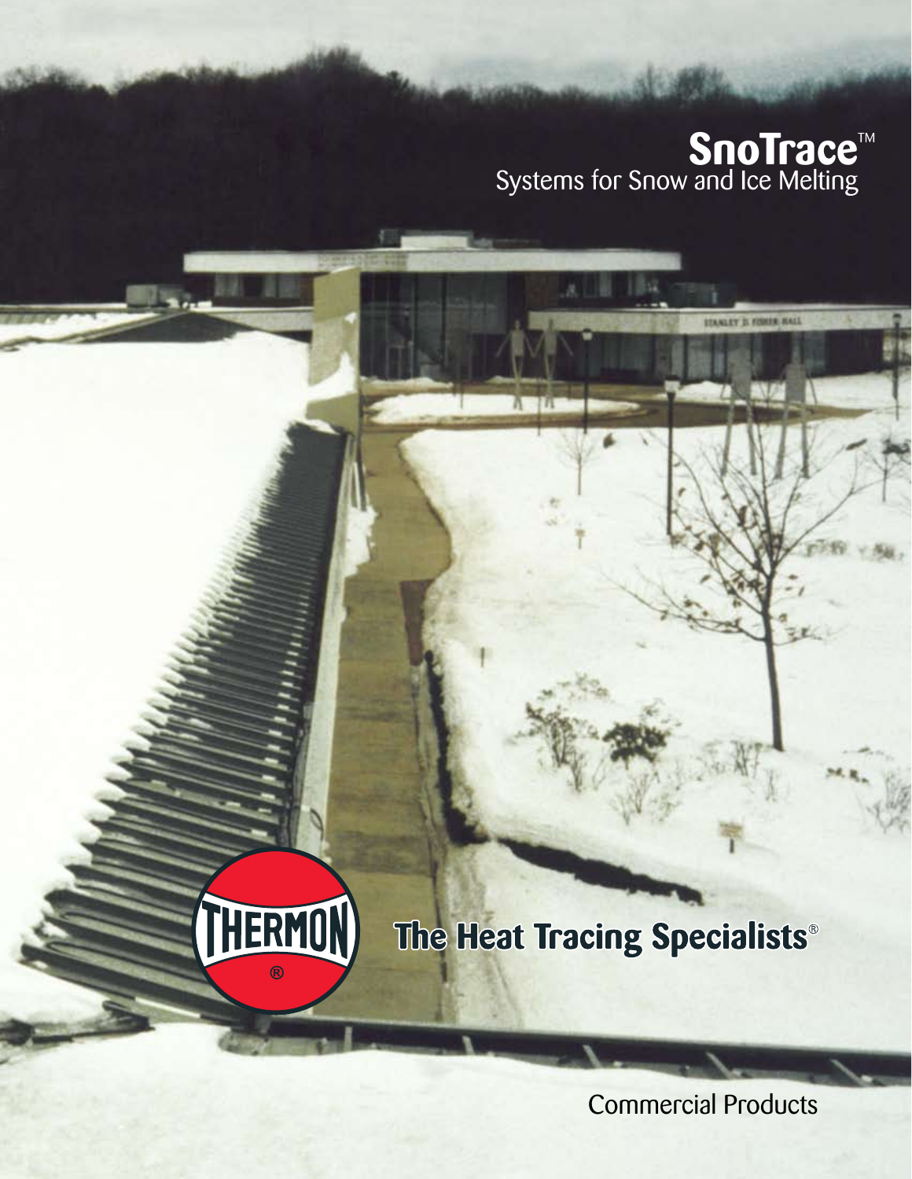# SnoTrace™

## Systems for Snow and Ice Melting

THERMON®

**The Heat Tracing Specialists®**

Commercial Products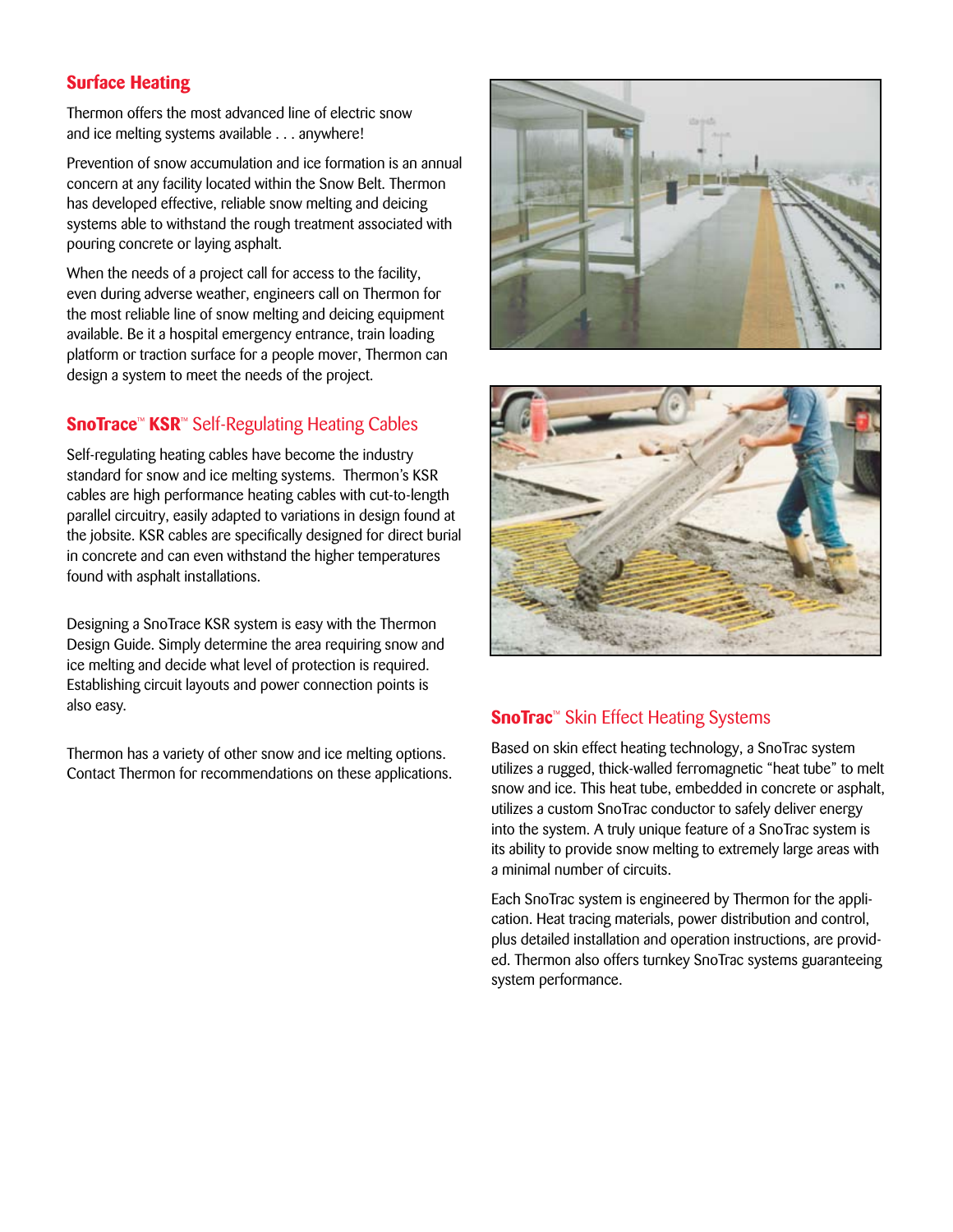## Surface Heating

Thermon offers the most advanced line of electric snow and ice melting systems available . . . anywhere!

Prevention of snow accumulation and ice formation is an annual concern at any facility located within the Snow Belt. Thermon has developed effective, reliable snow melting and deicing systems able to withstand the rough treatment associated with pouring concrete or laying asphalt.

When the needs of a project call for access to the facility, even during adverse weather, engineers call on Thermon for the most reliable line of snow melting and deicing equipment available. Be it a hospital emergency entrance, train loading platform or traction surface for a people mover, Thermon can design a system to meet the needs of the project.

### SnoTrace™ KSR™ Self-Regulating Heating Cables

Self-regulating heating cables have become the industry standard for snow and ice melting systems. Thermon's KSR cables are high performance heating cables with cut-to-length parallel circuitry, easily adapted to variations in design found at the jobsite. KSR cables are specifically designed for direct burial in concrete and can even withstand the higher temperatures found with asphalt installations.

Designing a SnoTrace KSR system is easy with the Thermon Design Guide. Simply determine the area requiring snow and ice melting and decide what level of protection is required. Establishing circuit layouts and power connection points is also easy.

Thermon has a variety of other snow and ice melting options. Contact Thermon for recommendations on these applications.

### SnoTrac™ Skin Effect Heating Systems

Based on skin effect heating technology, a SnoTrac system utilizes a rugged, thick-walled ferromagnetic "heat tube" to melt snow and ice. This heat tube, embedded in concrete or asphalt, utilizes a custom SnoTrac conductor to safely deliver energy into the system. A truly unique feature of a SnoTrac system is its ability to provide snow melting to extremely large areas with a minimal number of circuits.

Each SnoTrac system is engineered by Thermon for the application. Heat tracing materials, power distribution and control, plus detailed installation and operation instructions, are provided. Thermon also offers turnkey SnoTrac systems guaranteeing system performance.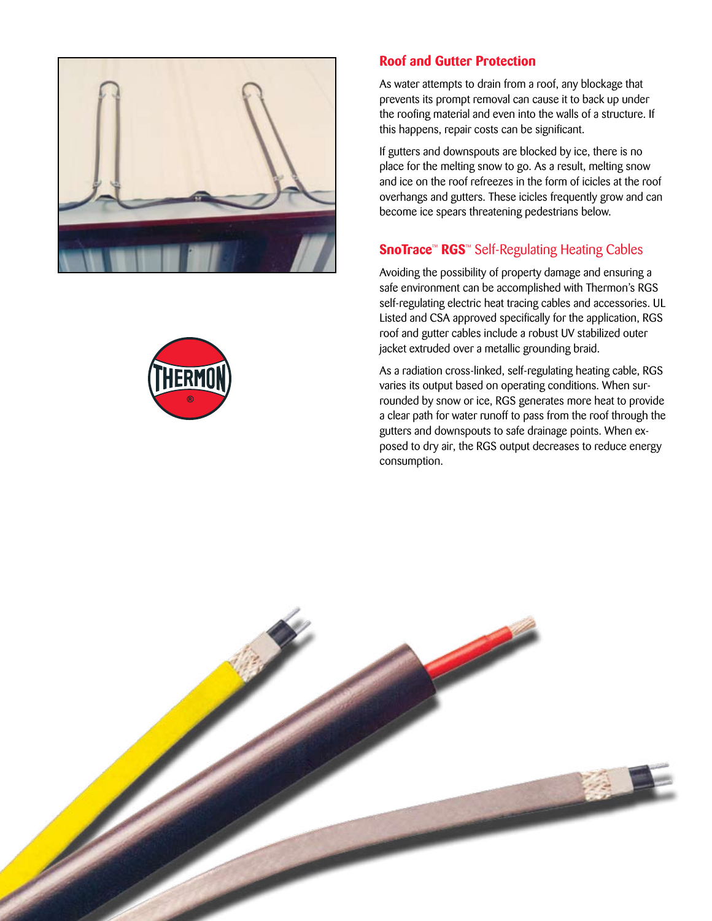## Roof and Gutter Protection

As water attempts to drain from a roof, any blockage that prevents its prompt removal can cause it to back up under the roofing material and even into the walls of a structure. If this happens, repair costs can be significant.

If gutters and downspouts are blocked by ice, there is no place for the melting snow to go. As a result, melting snow and ice on the roof refreezes in the form of icicles at the roof overhangs and gutters. These icicles frequently grow and can become ice spears threatening pedestrians below.

## **SnoTrace™ RGS™** Self-Regulating Heating Cables

Avoiding the possibility of property damage and ensuring a safe environment can be accomplished with Thermon's RGS self-regulating electric heat tracing cables and accessories. UL Listed and CSA approved specifically for the application, RGS roof and gutter cables include a robust UV stabilized outer jacket extruded over a metallic grounding braid.

As a radiation cross-linked, self-regulating heating cable, RGS varies its output based on operating conditions. When surrounded by snow or ice, RGS generates more heat to provide a clear path for water runoff to pass from the roof through the gutters and downspouts to safe drainage points. When exposed to dry air, the RGS output decreases to reduce energy consumption.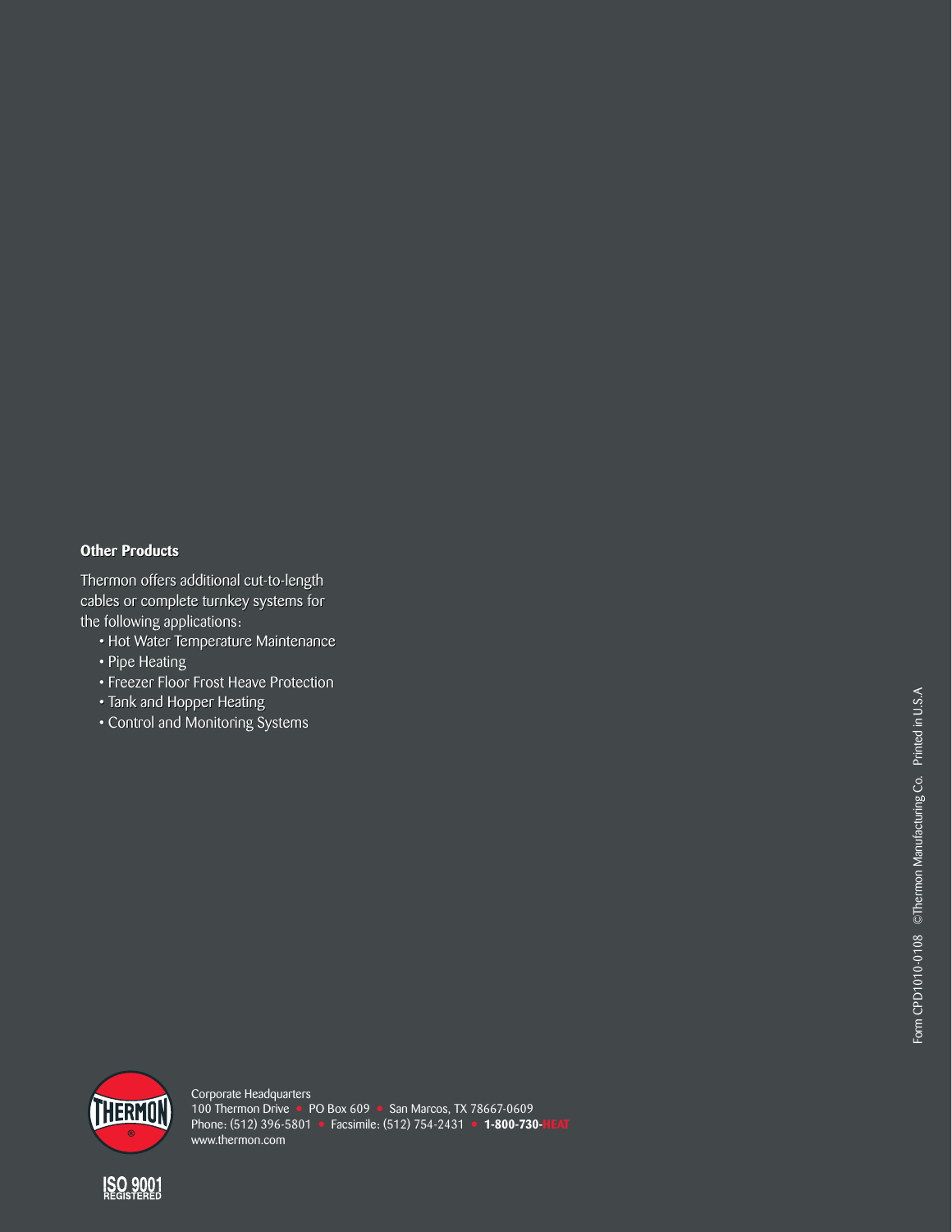## Other Products

Thermon offers additional cut-to-length cables or complete turnkey systems for the following applications:

- Hot Water Temperature Maintenance
- Pipe Heating
- Freezer Floor Frost Heave Protection
- Tank and Hopper Heating
- Control and Monitoring Systems

Corporate Headquarters
100 Thermon Drive • PO Box 609 • San Marcos, TX 78667-0609
Phone: (512) 396-5801 • Facsimile: (512) 754-2431 • **1-800-730-HEAT**
www.thermon.com

ISO 9001 REGISTERED

Form CPD1010-0108 ©Thermon Manufacturing Co. Printed in U.S.A